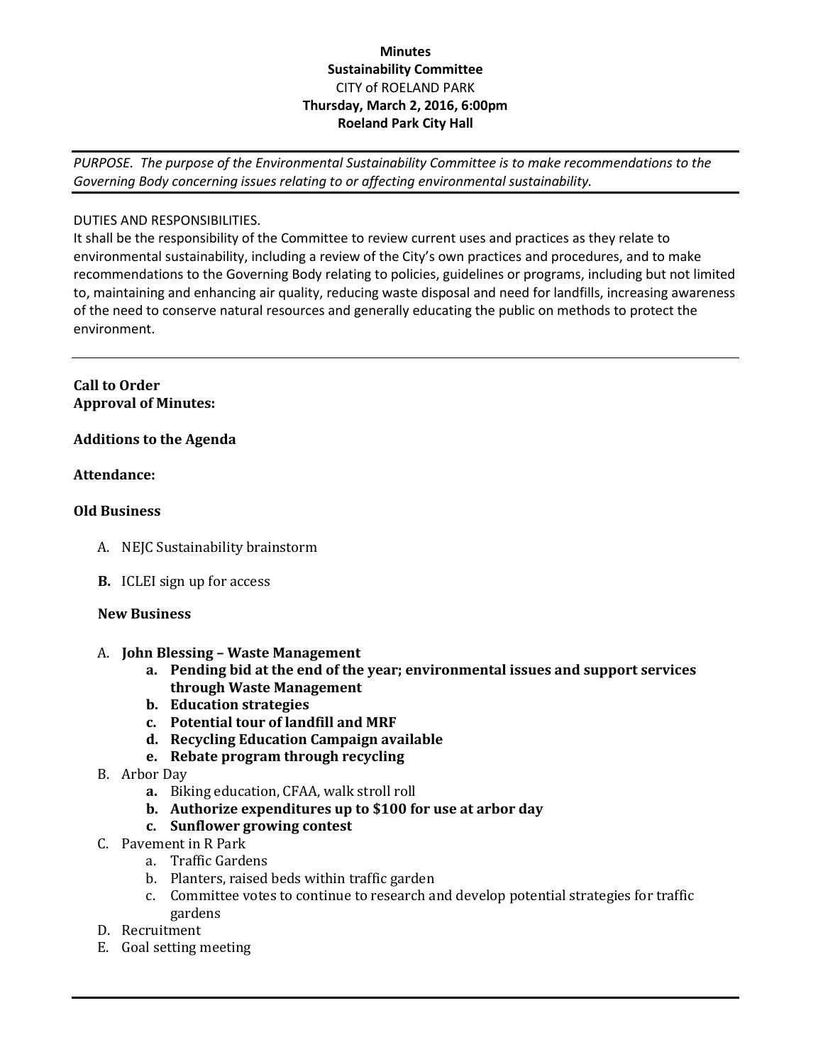**Minutes**
**Sustainability Committee**
CITY of ROELAND PARK
**Thursday, March 2, 2016, 6:00pm**
**Roeland Park City Hall**

---

*PURPOSE. The purpose of the Environmental Sustainability Committee is to make recommendations to the Governing Body concerning issues relating to or affecting environmental sustainability.*

---

DUTIES AND RESPONSIBILITIES.
It shall be the responsibility of the Committee to review current uses and practices as they relate to environmental sustainability, including a review of the City's own practices and procedures, and to make recommendations to the Governing Body relating to policies, guidelines or programs, including but not limited to, maintaining and enhancing air quality, reducing waste disposal and need for landfills, increasing awareness of the need to conserve natural resources and generally educating the public on methods to protect the environment.

---

**Call to Order**
**Approval of Minutes:**

**Additions to the Agenda**

**Attendance:**

**Old Business**

A. NEJC Sustainability brainstorm

**B.** ICLEI sign up for access

**New Business**

A. **John Blessing – Waste Management**
   a. **Pending bid at the end of the year; environmental issues and support services through Waste Management**
   b. **Education strategies**
   c. **Potential tour of landfill and MRF**
   d. **Recycling Education Campaign available**
   e. **Rebate program through recycling**
B. Arbor Day
   a. Biking education, CFAA, walk stroll roll
   b. **Authorize expenditures up to $100 for use at arbor day**
   c. **Sunflower growing contest**
C. Pavement in R Park
   a. Traffic Gardens
   b. Planters, raised beds within traffic garden
   c. Committee votes to continue to research and develop potential strategies for traffic gardens
D. Recruitment
E. Goal setting meeting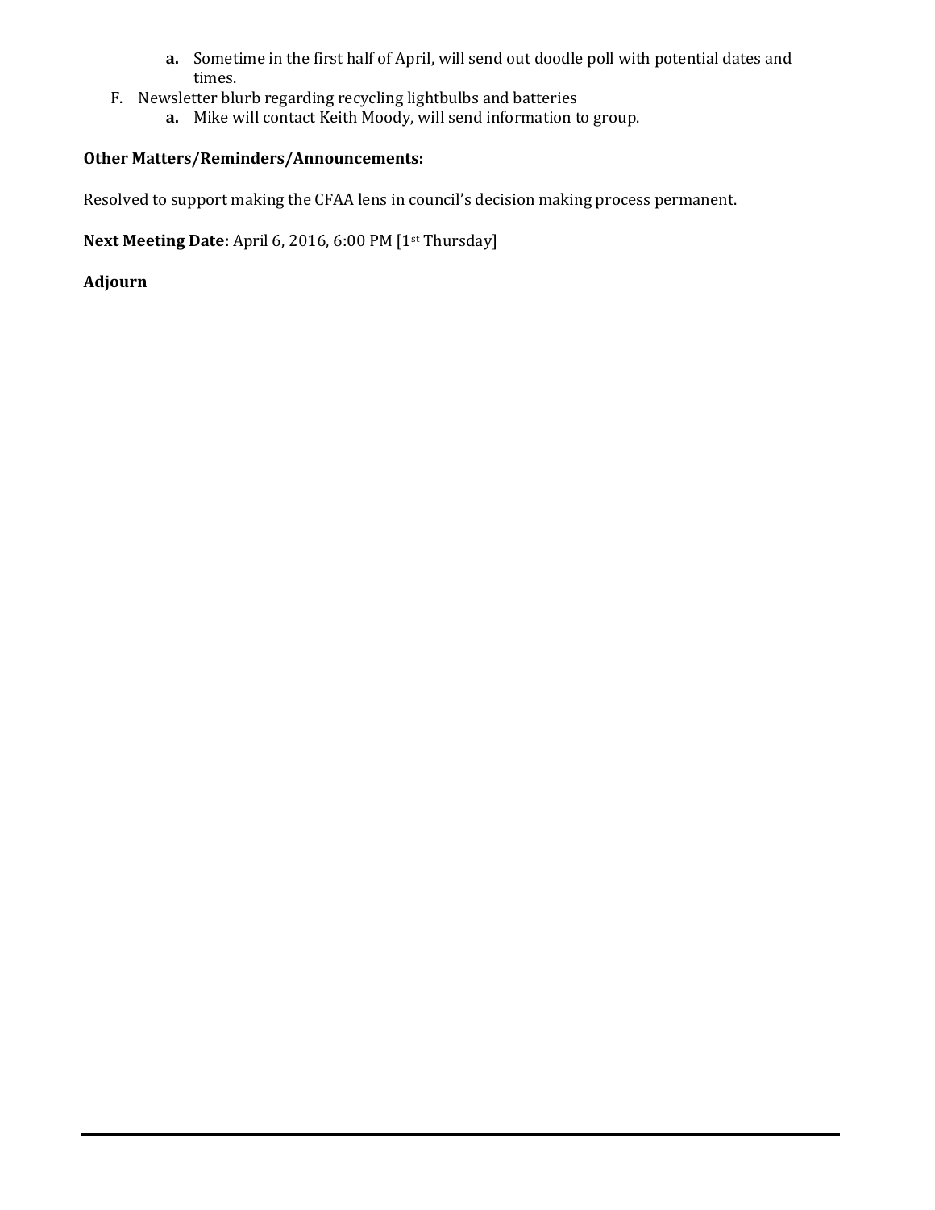a. Sometime in the first half of April, will send out doodle poll with potential dates and times.

F. Newsletter blurb regarding recycling lightbulbs and batteries
   a. Mike will contact Keith Moody, will send information to group.

**Other Matters/Reminders/Announcements:**

Resolved to support making the CFAA lens in council's decision making process permanent.

**Next Meeting Date:** April 6, 2016, 6:00 PM [1st Thursday]

**Adjourn**